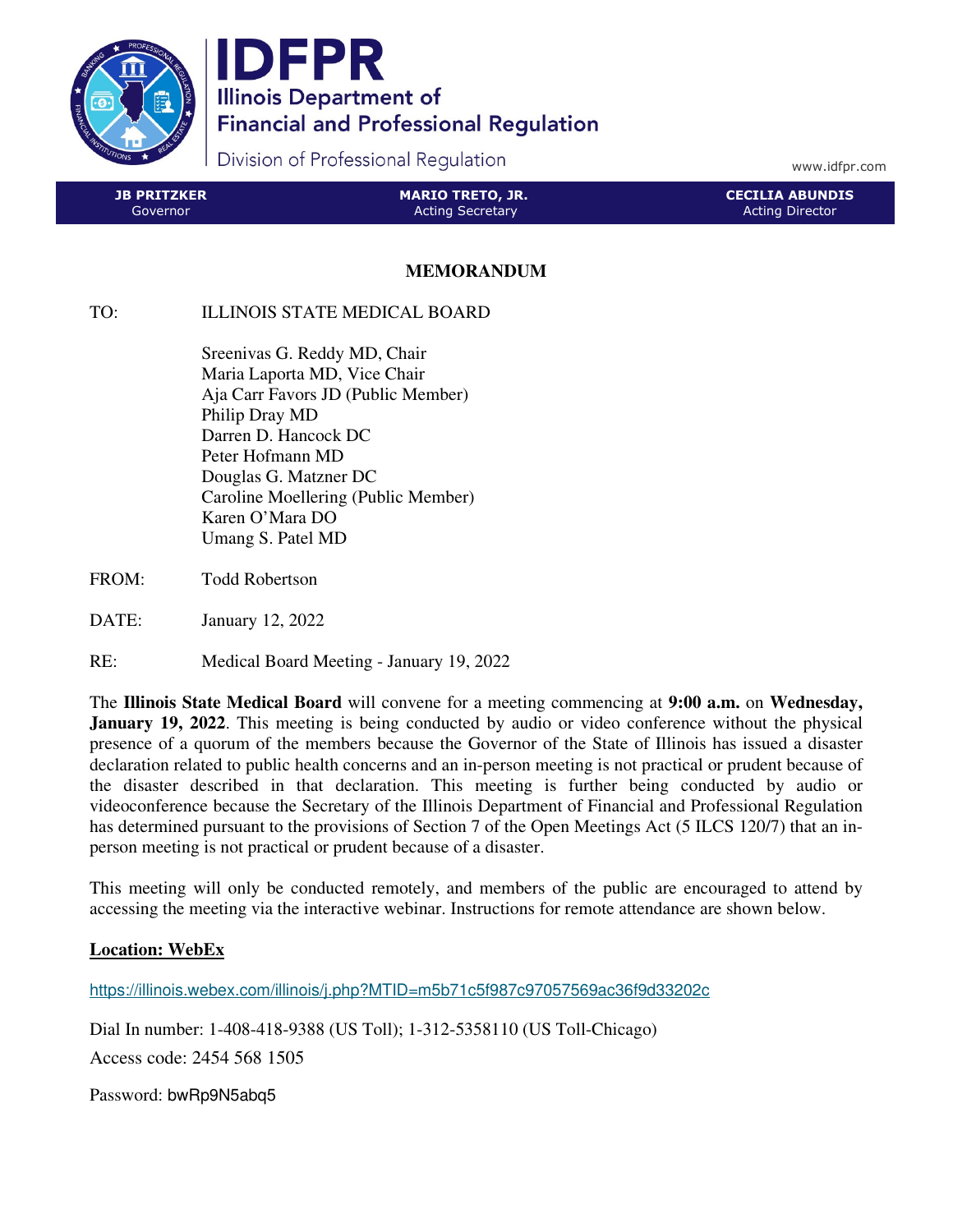# IDFPR

Illinois Department of Financial and Professional Regulation

Division of Professional Regulation

www.idfpr.com

| JB PRITZKER | MARIO TRETO, JR. | CECILIA ABUNDIS |
| --- | --- | --- |
| Governor | Acting Secretary | Acting Director |

## MEMORANDUM

TO: ILLINOIS STATE MEDICAL BOARD

Sreenivas G. Reddy MD, Chair
Maria Laporta MD, Vice Chair
Aja Carr Favors JD (Public Member)
Philip Dray MD
Darren D. Hancock DC
Peter Hofmann MD
Douglas G. Matzner DC
Caroline Moellering (Public Member)
Karen O'Mara DO
Umang S. Patel MD

FROM: Todd Robertson

DATE: January 12, 2022

RE: Medical Board Meeting - January 19, 2022

The **Illinois State Medical Board** will convene for a meeting commencing at **9:00 a.m.** on **Wednesday, January 19, 2022**. This meeting is being conducted by audio or video conference without the physical presence of a quorum of the members because the Governor of the State of Illinois has issued a disaster declaration related to public health concerns and an in-person meeting is not practical or prudent because of the disaster described in that declaration. This meeting is further being conducted by audio or videoconference because the Secretary of the Illinois Department of Financial and Professional Regulation has determined pursuant to the provisions of Section 7 of the Open Meetings Act (5 ILCS 120/7) that an in-person meeting is not practical or prudent because of a disaster.

This meeting will only be conducted remotely, and members of the public are encouraged to attend by accessing the meeting via the interactive webinar. Instructions for remote attendance are shown below.

**Location: WebEx**

https://illinois.webex.com/illinois/j.php?MTID=m5b71c5f987c97057569ac36f9d33202c

Dial In number: 1-408-418-9388 (US Toll); 1-312-5358110 (US Toll-Chicago)

Access code: 2454 568 1505

Password: bwRp9N5abq5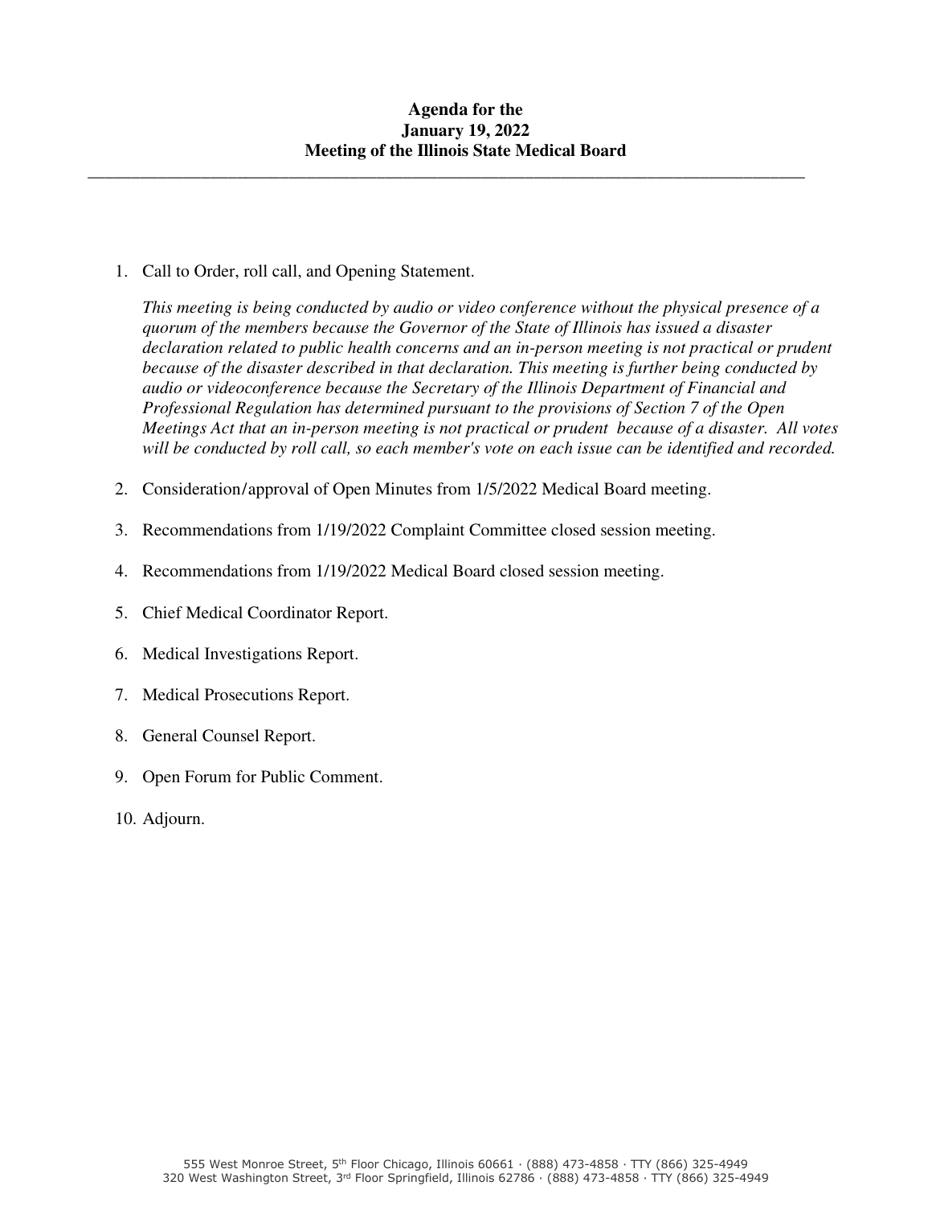**Agenda for the**
**January 19, 2022**
**Meeting of the Illinois State Medical Board**

---

1. Call to Order, roll call, and Opening Statement.

   *This meeting is being conducted by audio or video conference without the physical presence of a quorum of the members because the Governor of the State of Illinois has issued a disaster declaration related to public health concerns and an in-person meeting is not practical or prudent because of the disaster described in that declaration. This meeting is further being conducted by audio or videoconference because the Secretary of the Illinois Department of Financial and Professional Regulation has determined pursuant to the provisions of Section 7 of the Open Meetings Act that an in-person meeting is not practical or prudent because of a disaster. All votes will be conducted by roll call, so each member's vote on each issue can be identified and recorded.*

2. Consideration/approval of Open Minutes from 1/5/2022 Medical Board meeting.

3. Recommendations from 1/19/2022 Complaint Committee closed session meeting.

4. Recommendations from 1/19/2022 Medical Board closed session meeting.

5. Chief Medical Coordinator Report.

6. Medical Investigations Report.

7. Medical Prosecutions Report.

8. General Counsel Report.

9. Open Forum for Public Comment.

10. Adjourn.